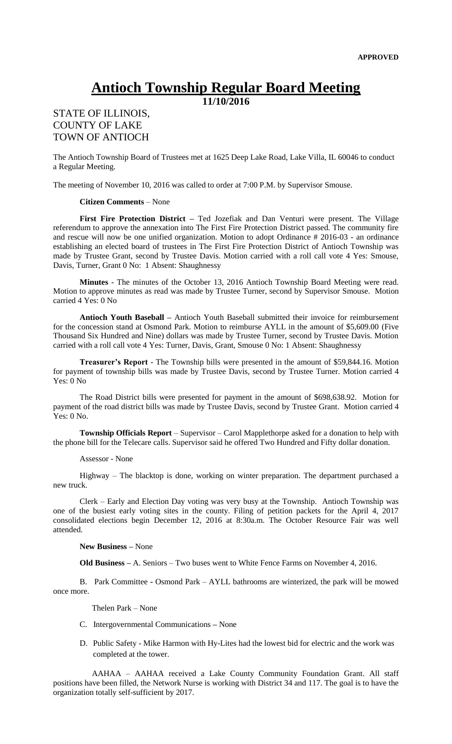**APPROVED**

# Antioch Township Regular Board Meeting

**11/10/2016**

STATE OF ILLINOIS,
COUNTY OF LAKE
TOWN OF ANTIOCH

The Antioch Township Board of Trustees met at 1625 Deep Lake Road, Lake Villa, IL 60046 to conduct a Regular Meeting.

The meeting of November 10, 2016 was called to order at 7:00 P.M. by Supervisor Smouse.

**Citizen Comments** – None

**First Fire Protection District –** Ted Jozefiak and Dan Venturi were present. The Village referendum to approve the annexation into The First Fire Protection District passed. The community fire and rescue will now be one unified organization. Motion to adopt Ordinance # 2016-03 - an ordinance establishing an elected board of trustees in The First Fire Protection District of Antioch Township was made by Trustee Grant, second by Trustee Davis. Motion carried with a roll call vote 4 Yes: Smouse, Davis, Turner, Grant 0 No: 1 Absent: Shaughnessy

**Minutes** - The minutes of the October 13, 2016 Antioch Township Board Meeting were read. Motion to approve minutes as read was made by Trustee Turner, second by Supervisor Smouse. Motion carried 4 Yes: 0 No

**Antioch Youth Baseball –** Antioch Youth Baseball submitted their invoice for reimbursement for the concession stand at Osmond Park. Motion to reimburse AYLL in the amount of $5,609.00 (Five Thousand Six Hundred and Nine) dollars was made by Trustee Turner, second by Trustee Davis. Motion carried with a roll call vote 4 Yes: Turner, Davis, Grant, Smouse 0 No: 1 Absent: Shaughnessy

**Treasurer's Report** - The Township bills were presented in the amount of $59,844.16. Motion for payment of township bills was made by Trustee Davis, second by Trustee Turner. Motion carried 4 Yes: 0 No

The Road District bills were presented for payment in the amount of $698,638.92. Motion for payment of the road district bills was made by Trustee Davis, second by Trustee Grant. Motion carried 4 Yes: 0 No.

**Township Officials Report** – Supervisor – Carol Mapplethorpe asked for a donation to help with the phone bill for the Telecare calls. Supervisor said he offered Two Hundred and Fifty dollar donation.

Assessor - None

Highway – The blacktop is done, working on winter preparation. The department purchased a new truck.

Clerk – Early and Election Day voting was very busy at the Township. Antioch Township was one of the busiest early voting sites in the county. Filing of petition packets for the April 4, 2017 consolidated elections begin December 12, 2016 at 8:30a.m. The October Resource Fair was well attended.

**New Business –** None

**Old Business –** A. Seniors – Two buses went to White Fence Farms on November 4, 2016.

B. Park Committee - Osmond Park – AYLL bathrooms are winterized, the park will be mowed once more.

Thelen Park – None

C. Intergovernmental Communications – None

D. Public Safety - Mike Harmon with Hy-Lites had the lowest bid for electric and the work was completed at the tower.

AAHAA – AAHAA received a Lake County Community Foundation Grant. All staff positions have been filled, the Network Nurse is working with District 34 and 117. The goal is to have the organization totally self-sufficient by 2017.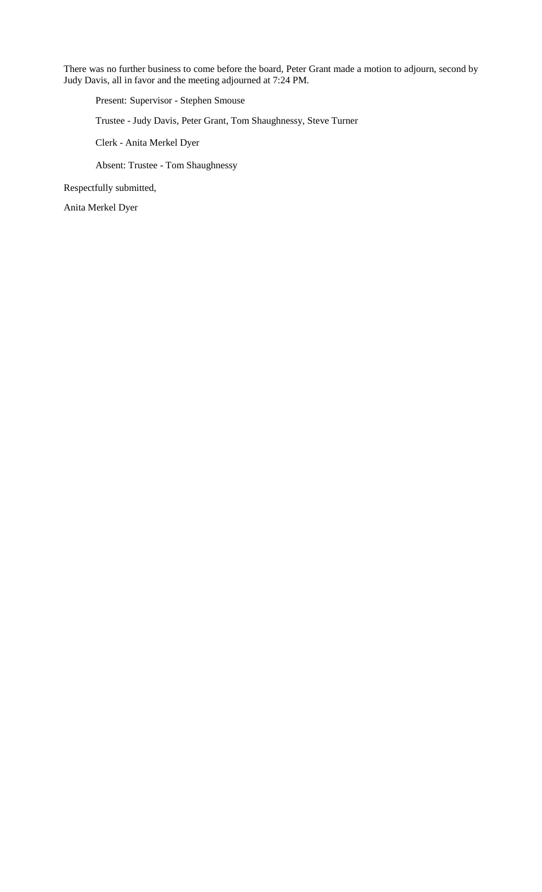There was no further business to come before the board, Peter Grant made a motion to adjourn, second by Judy Davis, all in favor and the meeting adjourned at 7:24 PM.

Present: Supervisor - Stephen Smouse

Trustee - Judy Davis, Peter Grant, Tom Shaughnessy, Steve Turner

Clerk - Anita Merkel Dyer

Absent: Trustee - Tom Shaughnessy

Respectfully submitted,

Anita Merkel Dyer